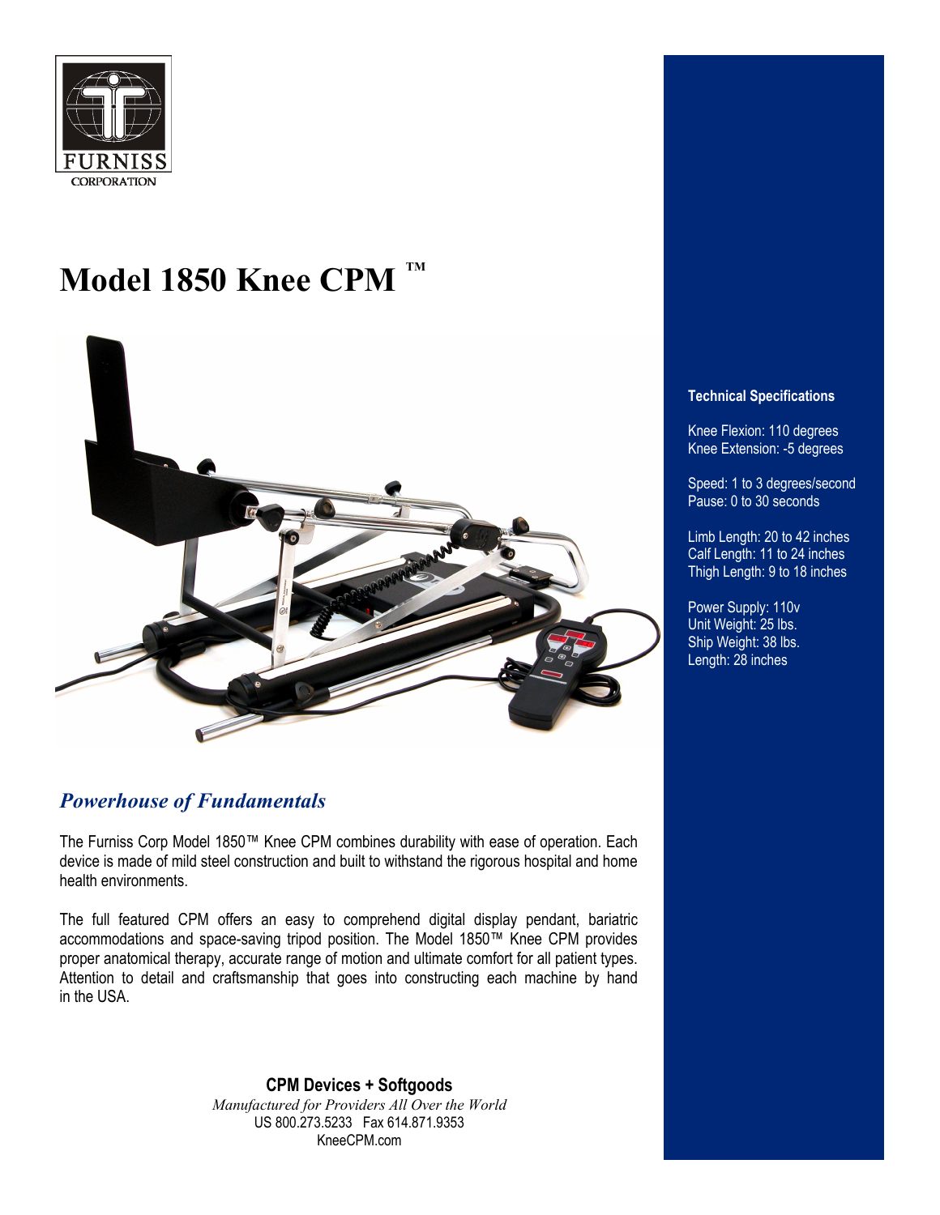FURNISS CORPORATION

# Model 1850 Knee CPM ™

### Technical Specifications

Knee Flexion: 110 degrees
Knee Extension: -5 degrees

Speed: 1 to 3 degrees/second
Pause: 0 to 30 seconds

Limb Length: 20 to 42 inches
Calf Length: 11 to 24 inches
Thigh Length: 9 to 18 inches

Power Supply: 110v
Unit Weight: 25 lbs.
Ship Weight: 38 lbs.
Length: 28 inches

## *Powerhouse of Fundamentals*

The Furniss Corp Model 1850™ Knee CPM combines durability with ease of operation. Each device is made of mild steel construction and built to withstand the rigorous hospital and home health environments.

The full featured CPM offers an easy to comprehend digital display pendant, bariatric accommodations and space-saving tripod position. The Model 1850™ Knee CPM provides proper anatomical therapy, accurate range of motion and ultimate comfort for all patient types. Attention to detail and craftsmanship that goes into constructing each machine by hand in the USA.

**CPM Devices + Softgoods**
*Manufactured for Providers All Over the World*
US 800.273.5233 Fax 614.871.9353
KneeCPM.com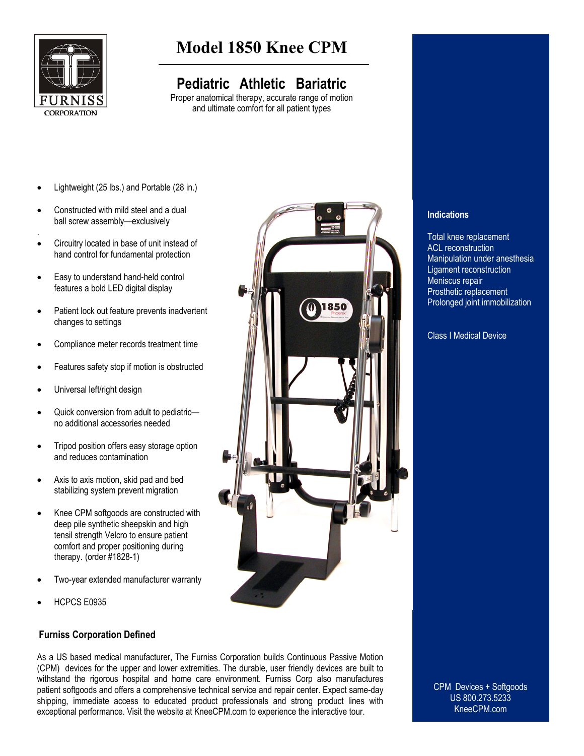FURNISS CORPORATION

# Model 1850 Knee CPM

## Pediatric Athletic Bariatric

Proper anatomical therapy, accurate range of motion and ultimate comfort for all patient types

- Lightweight (25 lbs.) and Portable (28 in.)
- Constructed with mild steel and a dual ball screw assembly—exclusively
- Circuitry located in base of unit instead of hand control for fundamental protection
- Easy to understand hand-held control features a bold LED digital display
- Patient lock out feature prevents inadvertent changes to settings
- Compliance meter records treatment time
- Features safety stop if motion is obstructed
- Universal left/right design
- Quick conversion from adult to pediatric—no additional accessories needed
- Tripod position offers easy storage option and reduces contamination
- Axis to axis motion, skid pad and bed stabilizing system prevent migration
- Knee CPM softgoods are constructed with deep pile synthetic sheepskin and high tensil strength Velcro to ensure patient comfort and proper positioning during therapy. (order #1828-1)
- Two-year extended manufacturer warranty
- HCPCS E0935

### Indications

Total knee replacement
ACL reconstruction
Manipulation under anesthesia
Ligament reconstruction
Meniscus repair
Prosthetic replacement
Prolonged joint immobilization

Class I Medical Device

### Furniss Corporation Defined

As a US based medical manufacturer, The Furniss Corporation builds Continuous Passive Motion (CPM) devices for the upper and lower extremities. The durable, user friendly devices are built to withstand the rigorous hospital and home care environment. Furniss Corp also manufactures patient softgoods and offers a comprehensive technical service and repair center. Expect same-day shipping, immediate access to educated product professionals and strong product lines with exceptional performance. Visit the website at KneeCPM.com to experience the interactive tour.

CPM Devices + Softgoods
US 800.273.5233
KneeCPM.com